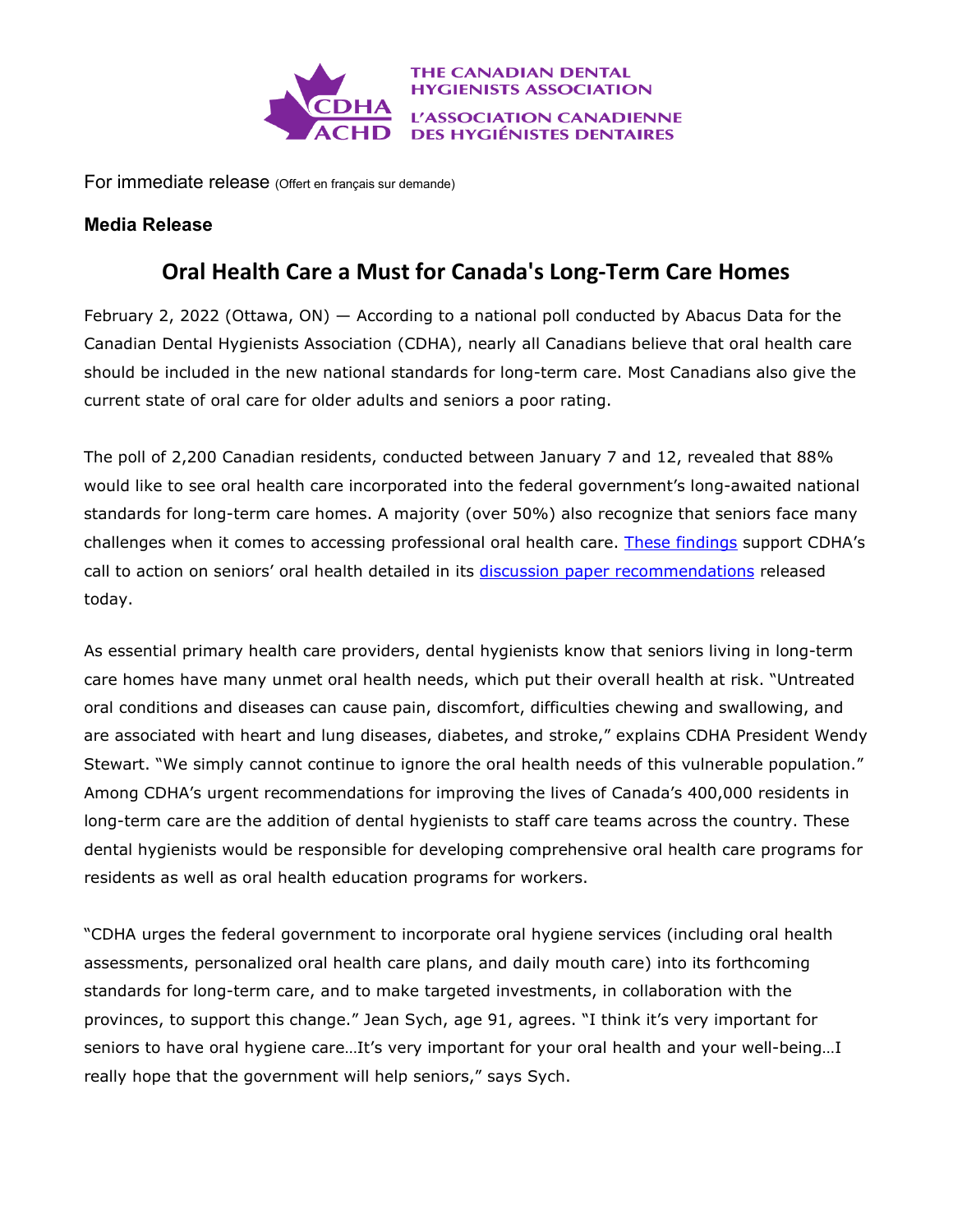THE CANADIAN DENTAL HYGIENISTS ASSOCIATION
L'ASSOCIATION CANADIENNE DES HYGIÉNISTES DENTAIRES

For immediate release (Offert en français sur demande)

**Media Release**

# Oral Health Care a Must for Canada's Long-Term Care Homes

February 2, 2022 (Ottawa, ON) — According to a national poll conducted by Abacus Data for the Canadian Dental Hygienists Association (CDHA), nearly all Canadians believe that oral health care should be included in the new national standards for long-term care. Most Canadians also give the current state of oral care for older adults and seniors a poor rating.

The poll of 2,200 Canadian residents, conducted between January 7 and 12, revealed that 88% would like to see oral health care incorporated into the federal government's long-awaited national standards for long-term care homes. A majority (over 50%) also recognize that seniors face many challenges when it comes to accessing professional oral health care. These findings support CDHA's call to action on seniors' oral health detailed in its discussion paper recommendations released today.

As essential primary health care providers, dental hygienists know that seniors living in long-term care homes have many unmet oral health needs, which put their overall health at risk. "Untreated oral conditions and diseases can cause pain, discomfort, difficulties chewing and swallowing, and are associated with heart and lung diseases, diabetes, and stroke," explains CDHA President Wendy Stewart. "We simply cannot continue to ignore the oral health needs of this vulnerable population." Among CDHA's urgent recommendations for improving the lives of Canada's 400,000 residents in long-term care are the addition of dental hygienists to staff care teams across the country. These dental hygienists would be responsible for developing comprehensive oral health care programs for residents as well as oral health education programs for workers.

"CDHA urges the federal government to incorporate oral hygiene services (including oral health assessments, personalized oral health care plans, and daily mouth care) into its forthcoming standards for long-term care, and to make targeted investments, in collaboration with the provinces, to support this change." Jean Sych, age 91, agrees. "I think it's very important for seniors to have oral hygiene care…It's very important for your oral health and your well-being…I really hope that the government will help seniors," says Sych.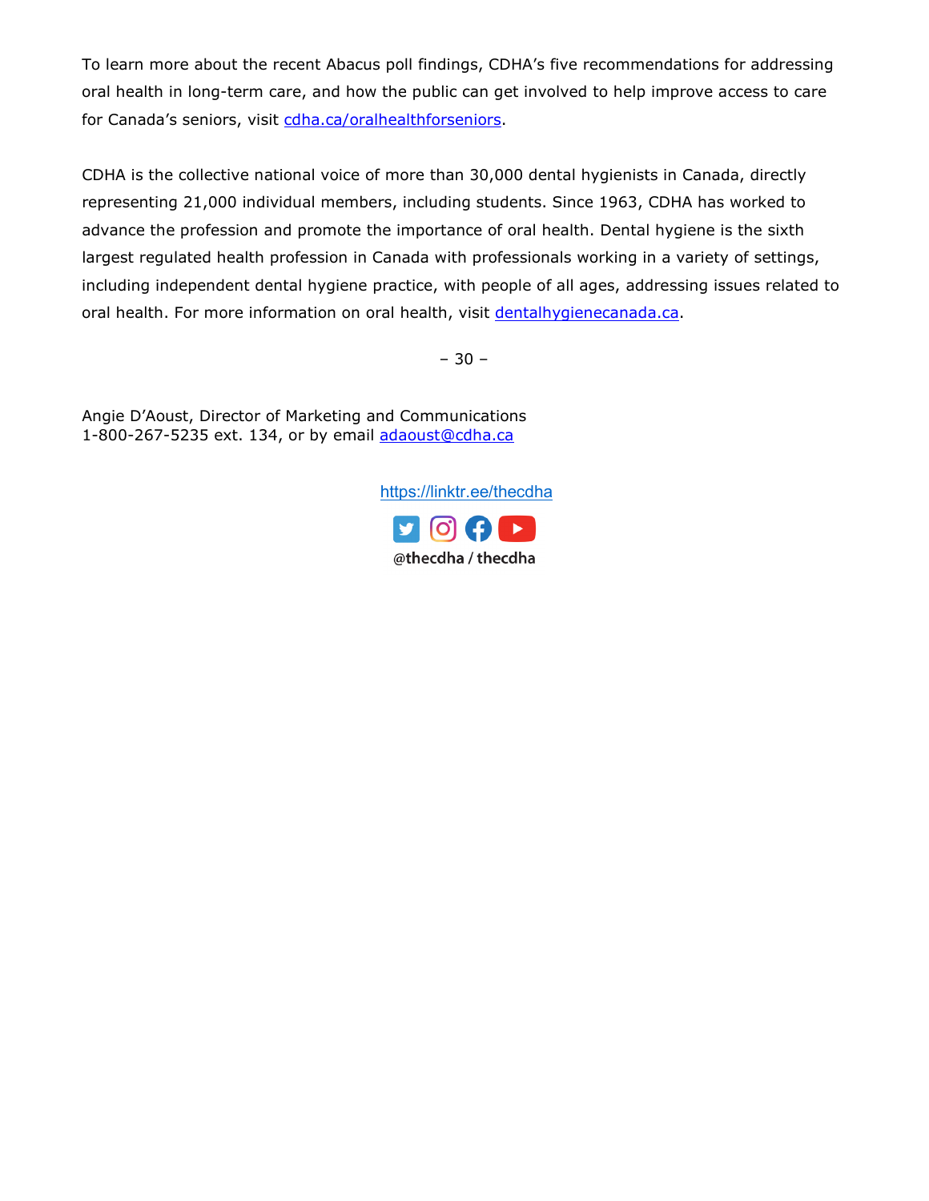To learn more about the recent Abacus poll findings, CDHA's five recommendations for addressing oral health in long-term care, and how the public can get involved to help improve access to care for Canada's seniors, visit cdha.ca/oralhealthforseniors.

CDHA is the collective national voice of more than 30,000 dental hygienists in Canada, directly representing 21,000 individual members, including students. Since 1963, CDHA has worked to advance the profession and promote the importance of oral health. Dental hygiene is the sixth largest regulated health profession in Canada with professionals working in a variety of settings, including independent dental hygiene practice, with people of all ages, addressing issues related to oral health. For more information on oral health, visit dentalhygienecanada.ca.

– 30 –

Angie D'Aoust, Director of Marketing and Communications
1-800-267-5235 ext. 134, or by email adaoust@cdha.ca

https://linktr.ee/thecdha

@thecdha / thecdha